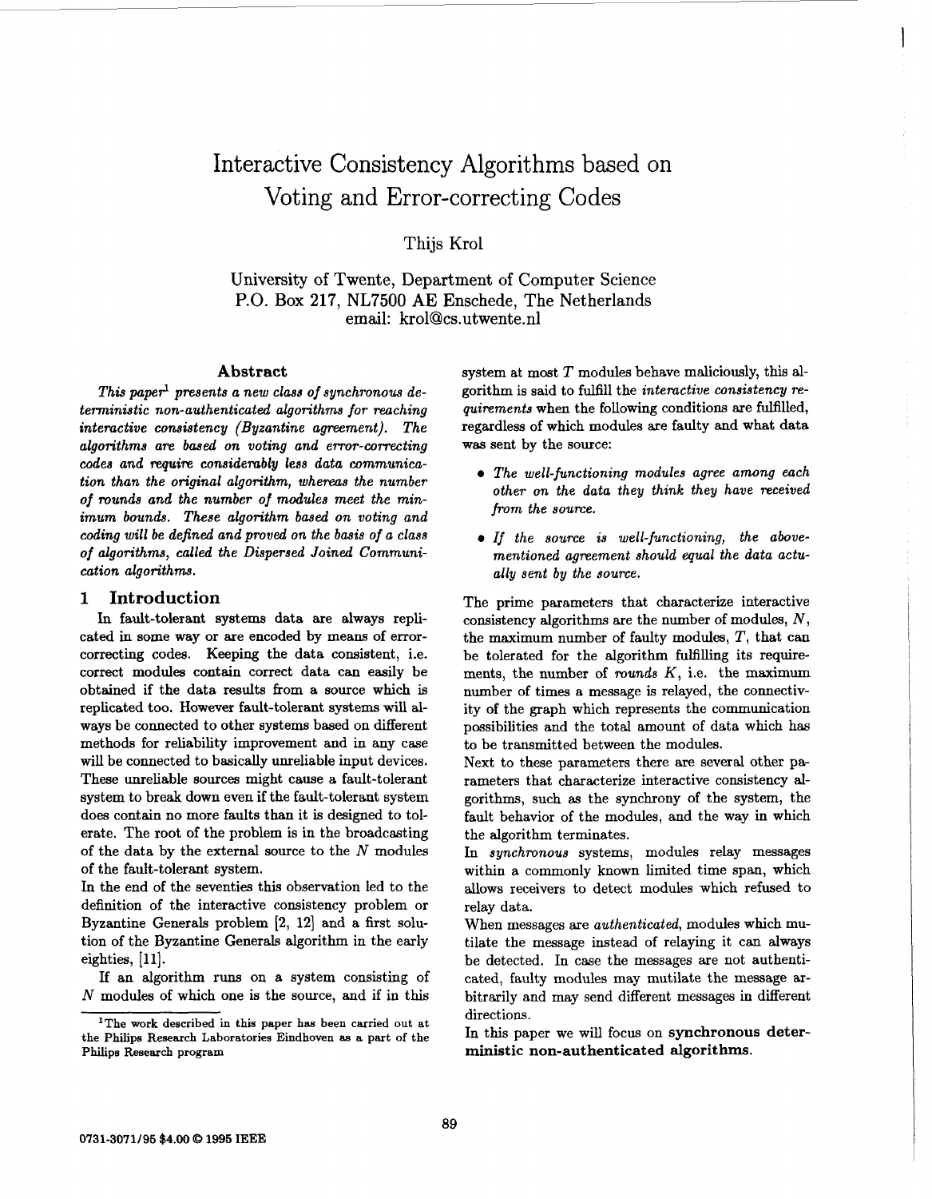# Interactive Consistency Algorithms based on Voting and Error-correcting Codes

Thijs Krol

University of Twente, Department of Computer Science
P.O. Box 217, NL7500 AE Enschede, The Netherlands
email: krol@cs.utwente.nl

## Abstract

*This paper[1] presents a new class of synchronous deterministic non-authenticated algorithms for reaching interactive consistency (Byzantine agreement). The algorithms are based on voting and error-correcting codes and require considerably less data communication than the original algorithm, whereas the number of rounds and the number of modules meet the minimum bounds. These algorithm based on voting and coding will be defined and proved on the basis of a class of algorithms, called the Dispersed Joined Communication algorithms.*

## 1 Introduction

In fault-tolerant systems data are always replicated in some way or are encoded by means of error-correcting codes. Keeping the data consistent, i.e. correct modules contain correct data can easily be obtained if the data results from a source which is replicated too. However fault-tolerant systems will always be connected to other systems based on different methods for reliability improvement and in any case will be connected to basically unreliable input devices. These unreliable sources might cause a fault-tolerant system to break down even if the fault-tolerant system does contain no more faults than it is designed to tolerate. The root of the problem is in the broadcasting of the data by the external source to the $N$ modules of the fault-tolerant system.

In the end of the seventies this observation led to the definition of the interactive consistency problem or Byzantine Generals problem [2, 12] and a first solution of the Byzantine Generals algorithm in the early eighties, [11].

If an algorithm runs on a system consisting of $N$ modules of which one is the source, and if in this system at most $T$ modules behave maliciously, this algorithm is said to fulfill the *interactive consistency requirements* when the following conditions are fulfilled, regardless of which modules are faulty and what data was sent by the source:

- *The well-functioning modules agree among each other on the data they think they have received from the source.*
- *If the source is well-functioning, the above-mentioned agreement should equal the data actually sent by the source.*

The prime parameters that characterize interactive consistency algorithms are the number of modules, $N$, the maximum number of faulty modules, $T$, that can be tolerated for the algorithm fulfilling its requirements, the number of *rounds* $K$, i.e. the maximum number of times a message is relayed, the connectivity of the graph which represents the communication possibilities and the total amount of data which has to be transmitted between the modules.

Next to these parameters there are several other parameters that characterize interactive consistency algorithms, such as the synchrony of the system, the fault behavior of the modules, and the way in which the algorithm terminates.

In *synchronous* systems, modules relay messages within a commonly known limited time span, which allows receivers to detect modules which refused to relay data.

When messages are *authenticated*, modules which mutilate the message instead of relaying it can always be detected. In case the messages are not authenticated, faulty modules may mutilate the message arbitrarily and may send different messages in different directions.

In this paper we will focus on **synchronous deterministic non-authenticated algorithms**.

[1] The work described in this paper has been carried out at the Philips Research Laboratories Eindhoven as a part of the Philips Research program

0731-3071/95 $4.00 © 1995 IEEE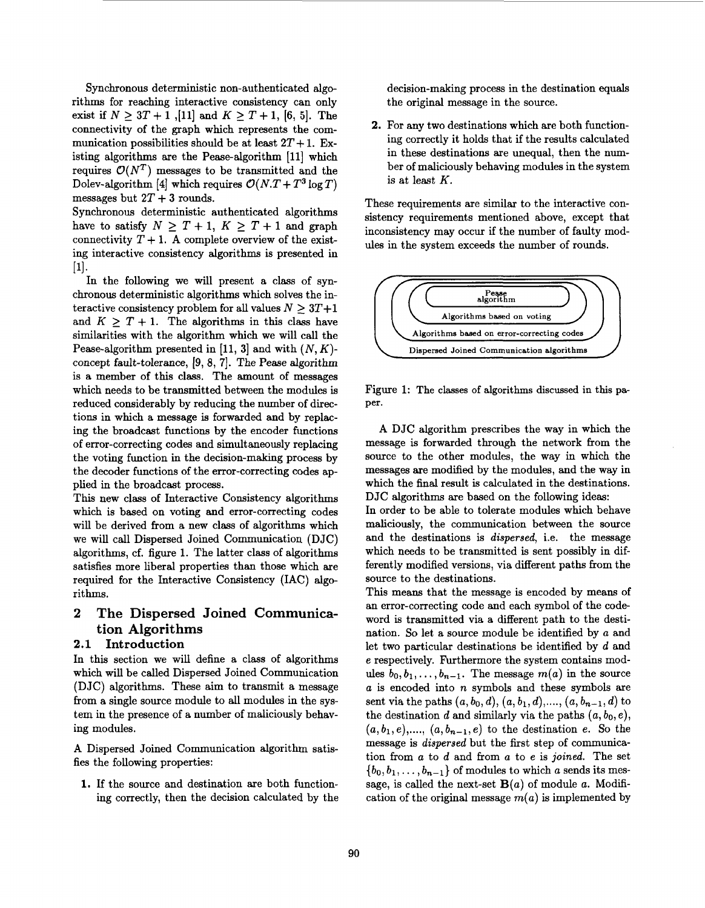Synchronous deterministic non-authenticated algorithms for reaching interactive consistency can only exist if $N \geq 3T+1$ ,[11] and $K \geq T+1$, [6, 5]. The connectivity of the graph which represents the communication possibilities should be at least $2T+1$. Existing algorithms are the Pease-algorithm [11] which requires $\mathcal{O}(N^T)$ messages to be transmitted and the Dolev-algorithm [4] which requires $\mathcal{O}(N.T + T^3 \log T)$ messages but $2T+3$ rounds.

Synchronous deterministic authenticated algorithms have to satisfy $N \geq T+1$, $K \geq T+1$ and graph connectivity $T+1$. A complete overview of the existing interactive consistency algorithms is presented in [1].

In the following we will present a class of synchronous deterministic algorithms which solves the interactive consistency problem for all values $N \geq 3T+1$ and $K \geq T+1$. The algorithms in this class have similarities with the algorithm which we will call the Pease-algorithm presented in [11, 3] and with $(N,K)$-concept fault-tolerance, [9, 8, 7]. The Pease algorithm is a member of this class. The amount of messages which needs to be transmitted between the modules is reduced considerably by reducing the number of directions in which a message is forwarded and by replacing the broadcast functions by the encoder functions of error-correcting codes and simultaneously replacing the voting function in the decision-making process by the decoder functions of the error-correcting codes applied in the broadcast process.

This new class of Interactive Consistency algorithms which is based on voting and error-correcting codes will be derived from a new class of algorithms which we will call Dispersed Joined Communication (DJC) algorithms, cf. figure 1. The latter class of algorithms satisfies more liberal properties than those which are required for the Interactive Consistency (IAC) algorithms.

## 2 The Dispersed Joined Communication Algorithms

### 2.1 Introduction

In this section we will define a class of algorithms which will be called Dispersed Joined Communication (DJC) algorithms. These aim to transmit a message from a single source module to all modules in the system in the presence of a number of maliciously behaving modules.

A Dispersed Joined Communication algorithm satisfies the following properties:

1. If the source and destination are both functioning correctly, then the decision calculated by the decision-making process in the destination equals the original message in the source.
2. For any two destinations which are both functioning correctly it holds that if the results calculated in these destinations are unequal, then the number of maliciously behaving modules in the system is at least $K$.

These requirements are similar to the interactive consistency requirements mentioned above, except that inconsistency may occur if the number of faulty modules in the system exceeds the number of rounds.

Pease algorithm

Algorithms based on voting

Algorithms based on error-correcting codes

Dispersed Joined Communication algorithms

Figure 1: The classes of algorithms discussed in this paper.

A DJC algorithm prescribes the way in which the message is forwarded through the network from the source to the other modules, the way in which the messages are modified by the modules, and the way in which the final result is calculated in the destinations. DJC algorithms are based on the following ideas:

In order to be able to tolerate modules which behave maliciously, the communication between the source and the destinations is *dispersed*, i.e. the message which needs to be transmitted is sent possibly in differently modified versions, via different paths from the source to the destinations.

This means that the message is encoded by means of an error-correcting code and each symbol of the codeword is transmitted via a different path to the destination. So let a source module be identified by $a$ and let two particular destinations be identified by $d$ and $e$ respectively. Furthermore the system contains modules $b_0, b_1, \ldots, b_{n-1}$. The message $m(a)$ in the source $a$ is encoded into $n$ symbols and these symbols are sent via the paths $(a, b_0, d)$, $(a, b_1, d)$,...., $(a, b_{n-1}, d)$ to the destination $d$ and similarly via the paths $(a, b_0, e)$, $(a, b_1, e)$,...., $(a, b_{n-1}, e)$ to the destination $e$. So the message is *dispersed* but the first step of communication from $a$ to $d$ and from $a$ to $e$ is *joined*. The set $\{b_0, b_1, \ldots, b_{n-1}\}$ of modules to which $a$ sends its message, is called the next-set $\mathbf{B}(a)$ of module $a$. Modification of the original message $m(a)$ is implemented by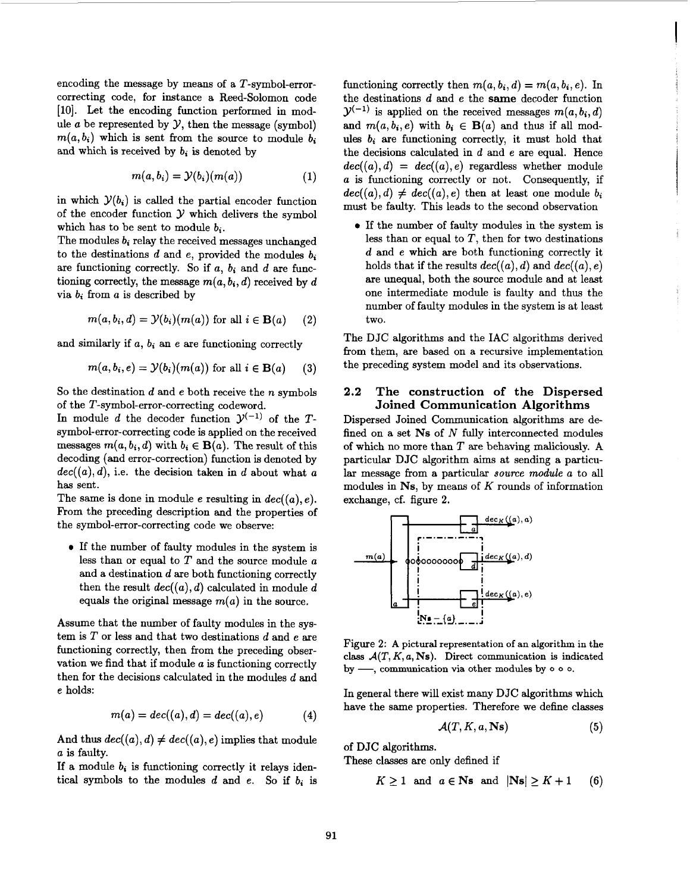encoding the message by means of a $T$-symbol-error-correcting code, for instance a Reed-Solomon code [10]. Let the encoding function performed in module $a$ be represented by $\mathcal{Y}$, then the message (symbol) $m(a, b_i)$ which is sent from the source to module $b_i$ and which is received by $b_i$ is denoted by

$$m(a, b_i) = \mathcal{Y}(b_i)(m(a)) \tag{1}$$

in which $\mathcal{Y}(b_i)$ is called the partial encoder function of the encoder function $\mathcal{Y}$ which delivers the symbol which has to be sent to module $b_i$.

The modules $b_i$ relay the received messages unchanged to the destinations $d$ and $e$, provided the modules $b_i$ are functioning correctly. So if $a$, $b_i$ and $d$ are functioning correctly, the message $m(a, b_i, d)$ received by $d$ via $b_i$ from $a$ is described by

$$m(a, b_i, d) = \mathcal{Y}(b_i)(m(a)) \text{ for all } i \in \mathbf{B}(a) \tag{2}$$

and similarly if $a$, $b_i$ an $e$ are functioning correctly

$$m(a, b_i, e) = \mathcal{Y}(b_i)(m(a)) \text{ for all } i \in \mathbf{B}(a) \tag{3}$$

So the destination $d$ and $e$ both receive the $n$ symbols of the $T$-symbol-error-correcting codeword.

In module $d$ the decoder function $\mathcal{Y}^{(-1)}$ of the $T$-symbol-error-correcting code is applied on the received messages $m(a, b_i, d)$ with $b_i \in \mathbf{B}(a)$. The result of this decoding (and error-correction) function is denoted by $dec((a), d)$, i.e. the decision taken in $d$ about what $a$ has sent.

The same is done in module $e$ resulting in $dec((a), e)$. From the preceding description and the properties of the symbol-error-correcting code we observe:

- If the number of faulty modules in the system is less than or equal to $T$ and the source module $a$ and a destination $d$ are both functioning correctly then the result $dec((a), d)$ calculated in module $d$ equals the original message $m(a)$ in the source.

Assume that the number of faulty modules in the system is $T$ or less and that two destinations $d$ and $e$ are functioning correctly, then from the preceding observation we find that if module $a$ is functioning correctly then for the decisions calculated in the modules $d$ and $e$ holds:

$$m(a) = dec((a), d) = dec((a), e) \tag{4}$$

And thus $dec((a), d) \neq dec((a), e)$ implies that module $a$ is faulty.

If a module $b_i$ is functioning correctly it relays identical symbols to the modules $d$ and $e$. So if $b_i$ is functioning correctly then $m(a, b_i, d) = m(a, b_i, e)$. In the destinations $d$ and $e$ the **same** decoder function $\mathcal{Y}^{(-1)}$ is applied on the received messages $m(a, b_i, d)$ and $m(a, b_i, e)$ with $b_i \in \mathbf{B}(a)$ and thus if all modules $b_i$ are functioning correctly, it must hold that the decisions calculated in $d$ and $e$ are equal. Hence $dec((a), d) = dec((a), e)$ regardless whether module $a$ is functioning correctly or not. Consequently, if $dec((a), d) \neq dec((a), e)$ then at least one module $b_i$ must be faulty. This leads to the second observation

- If the number of faulty modules in the system is less than or equal to $T$, then for two destinations $d$ and $e$ which are both functioning correctly it holds that if the results $dec((a), d)$ and $dec((a), e)$ are unequal, both the source module and at least one intermediate module is faulty and thus the number of faulty modules in the system is at least two.

The DJC algorithms and the IAC algorithms derived from them, are based on a recursive implementation the preceding system model and its observations.

## 2.2 The construction of the Dispersed Joined Communication Algorithms

Dispersed Joined Communication algorithms are defined on a set $\mathbf{Ns}$ of $N$ fully interconnected modules of which no more than $T$ are behaving maliciously. A particular DJC algorithm aims at sending a particular message from a particular *source module* $a$ to all modules in $\mathbf{Ns}$, by means of $K$ rounds of information exchange, cf. figure 2.

Figure 2: A pictural representation of an algorithm in the class $\mathcal{A}(T, K, a, \mathbf{Ns})$. Direct communication is indicated by —, communication via other modules by o o o.

In general there will exist many DJC algorithms which have the same properties. Therefore we define classes

$$\mathcal{A}(T, K, a, \mathbf{Ns}) \tag{5}$$

of DJC algorithms.

These classes are only defined if

$$K \geq 1 \text{ and } a \in \mathbf{Ns} \text{ and } |\mathbf{Ns}| \geq K + 1 \tag{6}$$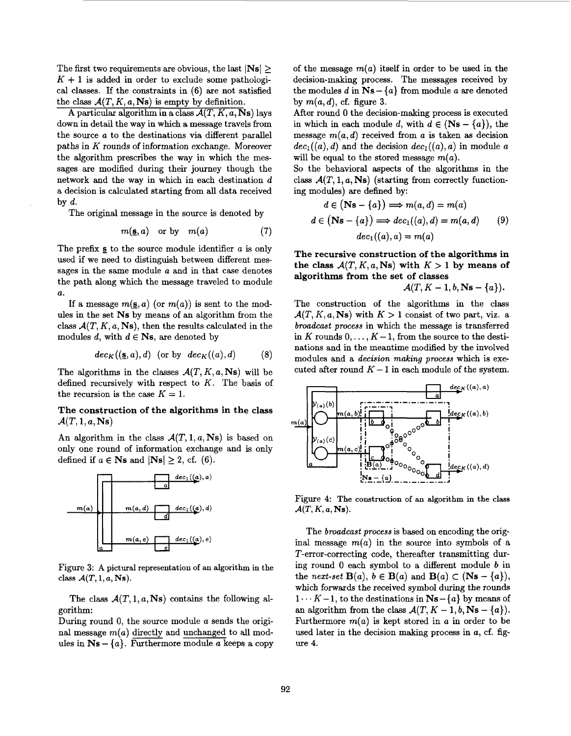The first two requirements are obvious, the last $|\mathbf{Ns}| \geq K+1$ is added in order to exclude some pathological classes. If the constraints in (6) are not satisfied the class $\mathcal{A}(T, K, a, \mathbf{Ns})$ is empty by definition.

A particular algorithm in a class $\mathcal{A}(T, K, a, \mathbf{Ns})$ lays down in detail the way in which a message travels from the source $a$ to the destinations via different parallel paths in $K$ rounds of information exchange. Moreover the algorithm prescribes the way in which the messages are modified during their journey though the network and the way in which in each destination $d$ a decision is calculated starting from all data received by $d$.

The original message in the source is denoted by

$$m(\underline{s}, a) \quad \text{or by} \quad m(a) \tag{7}$$

The prefix $\underline{s}$ to the source module identifier $a$ is only used if we need to distinguish between different messages in the same module $a$ and in that case denotes the path along which the message traveled to module $a$.

If a message $m(\underline{s}, a)$ (or $m(a)$) is sent to the modules in the set $\mathbf{Ns}$ by means of an algorithm from the class $\mathcal{A}(T, K, a, \mathbf{Ns})$, then the results calculated in the modules $d$, with $d \in \mathbf{Ns}$, are denoted by

$$dec_K((\underline{s}, a), d) \quad (\text{or by } dec_K((a), d) \tag{8}$$

The algorithms in the classes $\mathcal{A}(T, K, a, \mathbf{Ns})$ will be defined recursively with respect to $K$. The basis of the recursion is the case $K = 1$.

### The construction of the algorithms in the class $\mathcal{A}(T, 1, a, \mathbf{Ns})$

An algorithm in the class $\mathcal{A}(T, 1, a, \mathbf{Ns})$ is based on only one round of information exchange and is only defined if $a \in \mathbf{Ns}$ and $|\mathbf{Ns}| \geq 2$, cf. (6).

Figure 3: A pictural representation of an algorithm in the class $\mathcal{A}(T, 1, a, \mathbf{Ns})$.

The class $\mathcal{A}(T, 1, a, \mathbf{Ns})$ contains the following algorithm:

During round 0, the source module $a$ sends the original message $m(a)$ directly and unchanged to all modules in $\mathbf{Ns} - \{a\}$. Furthermore module $a$ keeps a copy of the message $m(a)$ itself in order to be used in the decision-making process. The messages received by the modules $d$ in $\mathbf{Ns} - \{a\}$ from module $a$ are denoted by $m(a, d)$, cf. figure 3.

After round 0 the decision-making process is executed in which in each module $d$, with $d \in (\mathbf{Ns} - \{a\})$, the message $m(a, d)$ received from $a$ is taken as decision $dec_1((a), d)$ and the decision $dec_1((a), a)$ in module $a$ will be equal to the stored message $m(a)$.

So the behavioral aspects of the algorithms in the class $\mathcal{A}(T, 1, a, \mathbf{Ns})$ (starting from correctly functioning modules) are defined by:

$$\begin{gathered} d \in (\mathbf{Ns} - \{a\}) \Longrightarrow m(a, d) = m(a) \\ d \in (\mathbf{Ns} - \{a\}) \Longrightarrow dec_1((a), d) = m(a, d) \\ dec_1((a), a) = m(a) \end{gathered} \tag{9}$$

### The recursive construction of the algorithms in the class $\mathcal{A}(T, K, a, \mathbf{Ns})$ with $K > 1$ by means of algorithms from the set of classes $\mathcal{A}(T, K-1, b, \mathbf{Ns} - \{a\})$.

The construction of the algorithms in the class $\mathcal{A}(T, K, a, \mathbf{Ns})$ with $K > 1$ consist of two part, viz. a *broadcast process* in which the message is transferred in $K$ rounds $0, \ldots, K-1$, from the source to the destinations and in the meantime modified by the involved modules and a *decision making process* which is executed after round $K-1$ in each module of the system.

Figure 4: The construction of an algorithm in the class $\mathcal{A}(T, K, a, \mathbf{Ns})$.

The *broadcast process* is based on encoding the original message $m(a)$ in the source into symbols of a $T$-error-correcting code, thereafter transmitting during round 0 each symbol to a different module $b$ in the *next-set* $\mathbf{B}(a)$, $b \in \mathbf{B}(a)$ and $\mathbf{B}(a) \subset (\mathbf{Ns} - \{a\})$, which forwards the received symbol during the rounds $1 \cdots K-1$, to the destinations in $\mathbf{Ns} - \{a\}$ by means of an algorithm from the class $\mathcal{A}(T, K-1, b, \mathbf{Ns} - \{a\})$. Furthermore $m(a)$ is kept stored in $a$ in order to be used later in the decision making process in $a$, cf. figure 4.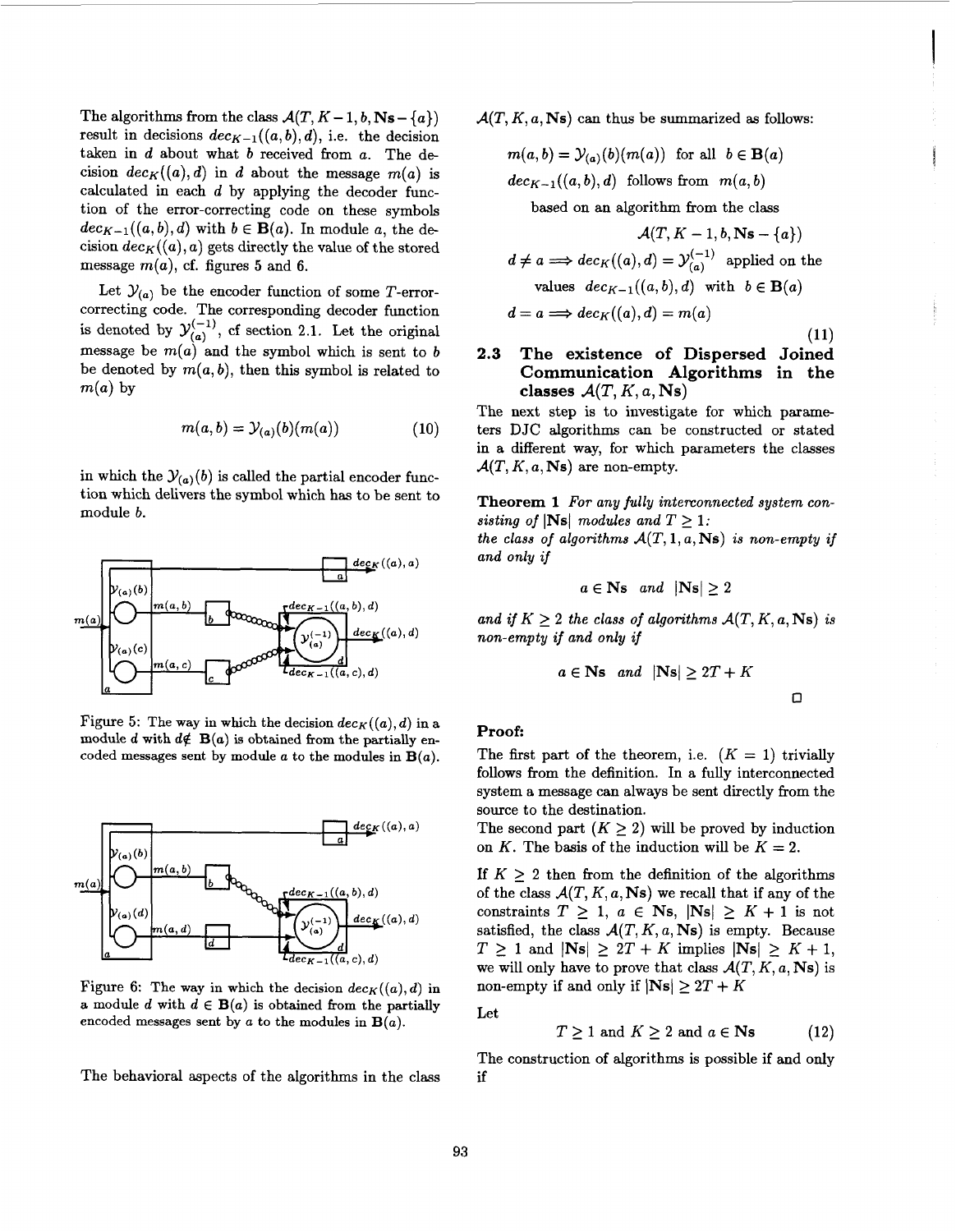The algorithms from the class $\mathcal{A}(T, K-1, b, \mathbf{Ns} - \{a\})$ result in decisions $dec_{K-1}((a,b),d)$, i.e. the decision taken in $d$ about what $b$ received from $a$. The decision $dec_K((a),d)$ in $d$ about the message $m(a)$ is calculated in each $d$ by applying the decoder function of the error-correcting code on these symbols $dec_{K-1}((a,b),d)$ with $b \in \mathbf{B}(a)$. In module $a$, the decision $dec_K((a),a)$ gets directly the value of the stored message $m(a)$, cf. figures 5 and 6.

Let $\mathcal{Y}_{(a)}$ be the encoder function of some $T$-error-correcting code. The corresponding decoder function is denoted by $\mathcal{Y}_{(a)}^{(-1)}$, cf section 2.1. Let the original message be $m(a)$ and the symbol which is sent to $b$ be denoted by $m(a,b)$, then this symbol is related to $m(a)$ by

$$m(a,b) = \mathcal{Y}_{(a)}(b)(m(a)) \tag{10}$$

in which the $\mathcal{Y}_{(a)}(b)$ is called the partial encoder function which delivers the symbol which has to be sent to module $b$.

Figure 5: The way in which the decision $dec_K((a),d)$ in a module $d$ with $d \notin \mathbf{B}(a)$ is obtained from the partially encoded messages sent by module $a$ to the modules in $\mathbf{B}(a)$.

Figure 6: The way in which the decision $dec_K((a),d)$ in a module $d$ with $d \in \mathbf{B}(a)$ is obtained from the partially encoded messages sent by $a$ to the modules in $\mathbf{B}(a)$.

The behavioral aspects of the algorithms in the class $\mathcal{A}(T, K, a, \mathbf{Ns})$ can thus be summarized as follows:

$$\begin{aligned}
& m(a,b) = \mathcal{Y}_{(a)}(b)(m(a)) \quad \text{for all } b \in \mathbf{B}(a) \\
& dec_{K-1}((a,b),d) \text{ follows from } m(a,b) \\
& \qquad \text{based on an algorithm from the class} \\
& \qquad\qquad \mathcal{A}(T, K-1, b, \mathbf{Ns} - \{a\}) \\
& d \neq a \Longrightarrow dec_K((a),d) = \mathcal{Y}_{(a)}^{(-1)} \text{ applied on the} \\
& \qquad \text{values } dec_{K-1}((a,b),d) \text{ with } b \in \mathbf{B}(a) \\
& d = a \Longrightarrow dec_K((a),d) = m(a)
\end{aligned} \tag{11}$$

## 2.3 The existence of Dispersed Joined Communication Algorithms in the classes $\mathcal{A}(T, K, a, \mathbf{Ns})$

The next step is to investigate for which parameters DJC algorithms can be constructed or stated in a different way, for which parameters the classes $\mathcal{A}(T, K, a, \mathbf{Ns})$ are non-empty.

**Theorem 1** *For any fully interconnected system consisting of $|\mathbf{Ns}|$ modules and $T \geq 1$:*
*the class of algorithms $\mathcal{A}(T, 1, a, \mathbf{Ns})$ is non-empty if and only if*

$$a \in \mathbf{Ns} \quad \text{and} \quad |\mathbf{Ns}| \geq 2$$

*and if $K \geq 2$ the class of algorithms $\mathcal{A}(T, K, a, \mathbf{Ns})$ is non-empty if and only if*

$$a \in \mathbf{Ns} \quad \text{and} \quad |\mathbf{Ns}| \geq 2T + K$$

□

**Proof:**

The first part of the theorem, i.e. $(K = 1)$ trivially follows from the definition. In a fully interconnected system a message can always be sent directly from the source to the destination.

The second part $(K \geq 2)$ will be proved by induction on $K$. The basis of the induction will be $K = 2$.

If $K \geq 2$ then from the definition of the algorithms of the class $\mathcal{A}(T, K, a, \mathbf{Ns})$ we recall that if any of the constraints $T \geq 1$, $a \in \mathbf{Ns}$, $|\mathbf{Ns}| \geq K + 1$ is not satisfied, the class $\mathcal{A}(T, K, a, \mathbf{Ns})$ is empty. Because $T \geq 1$ and $|\mathbf{Ns}| \geq 2T + K$ implies $|\mathbf{Ns}| \geq K + 1$, we will only have to prove that class $\mathcal{A}(T, K, a, \mathbf{Ns})$ is non-empty if and only if $|\mathbf{Ns}| \geq 2T + K$

Let

$$T \geq 1 \text{ and } K \geq 2 \text{ and } a \in \mathbf{Ns} \tag{12}$$

The construction of algorithms is possible if and only if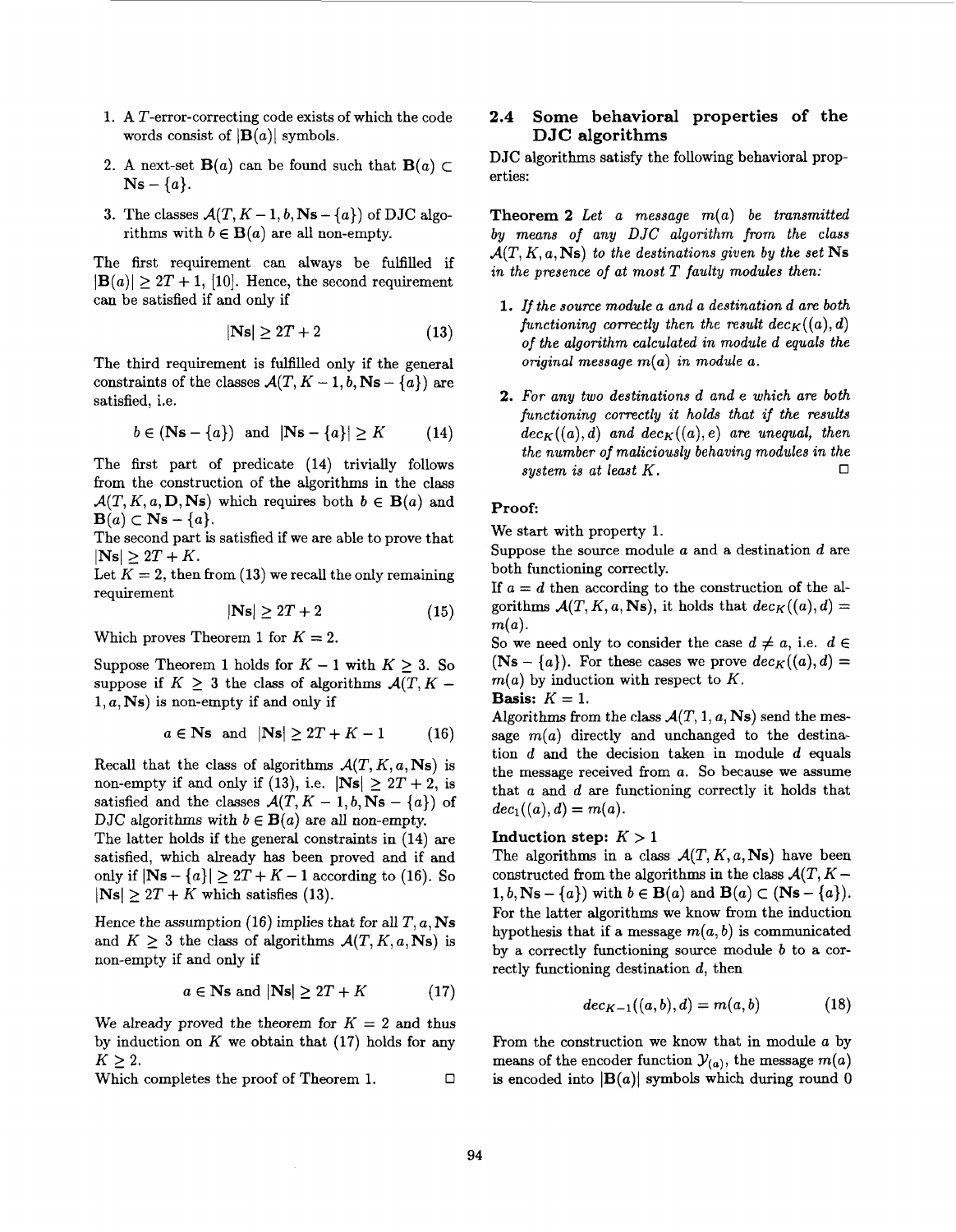1. A $T$-error-correcting code exists of which the code words consist of $|\mathbf{B}(a)|$ symbols.

2. A next-set $\mathbf{B}(a)$ can be found such that $\mathbf{B}(a) \subset \mathbf{Ns} - \{a\}$.

3. The classes $\mathcal{A}(T, K-1, b, \mathbf{Ns} - \{a\})$ of DJC algorithms with $b \in \mathbf{B}(a)$ are all non-empty.

The first requirement can always be fulfilled if $|\mathbf{B}(a)| \geq 2T + 1$, [10]. Hence, the second requirement can be satisfied if and only if

$$|\mathbf{Ns}| \geq 2T + 2 \tag{13}$$

The third requirement is fulfilled only if the general constraints of the classes $\mathcal{A}(T, K-1, b, \mathbf{Ns} - \{a\})$ are satisfied, i.e.

$$b \in (\mathbf{Ns} - \{a\}) \text{ and } |\mathbf{Ns} - \{a\}| \geq K \tag{14}$$

The first part of predicate (14) trivially follows from the construction of the algorithms in the class $\mathcal{A}(T, K, a, \mathbf{D}, \mathbf{Ns})$ which requires both $b \in \mathbf{B}(a)$ and $\mathbf{B}(a) \subset \mathbf{Ns} - \{a\}$.

The second part is satisfied if we are able to prove that $|\mathbf{Ns}| \geq 2T + K$.

Let $K = 2$, then from (13) we recall the only remaining requirement

$$|\mathbf{Ns}| \geq 2T + 2 \tag{15}$$

Which proves Theorem 1 for $K = 2$.

Suppose Theorem 1 holds for $K - 1$ with $K \geq 3$. So suppose if $K \geq 3$ the class of algorithms $\mathcal{A}(T, K-1, a, \mathbf{Ns})$ is non-empty if and only if

$$a \in \mathbf{Ns} \text{ and } |\mathbf{Ns}| \geq 2T + K - 1 \tag{16}$$

Recall that the class of algorithms $\mathcal{A}(T, K, a, \mathbf{Ns})$ is non-empty if and only if (13), i.e. $|\mathbf{Ns}| \geq 2T + 2$, is satisfied and the classes $\mathcal{A}(T, K-1, b, \mathbf{Ns} - \{a\})$ of DJC algorithms with $b \in \mathbf{B}(a)$ are all non-empty.

The latter holds if the general constraints in (14) are satisfied, which already has been proved and if and only if $|\mathbf{Ns} - \{a\}| \geq 2T + K - 1$ according to (16). So $|\mathbf{Ns}| \geq 2T + K$ which satisfies (13).

Hence the assumption (16) implies that for all $T, a, \mathbf{Ns}$ and $K \geq 3$ the class of algorithms $\mathcal{A}(T, K, a, \mathbf{Ns})$ is non-empty if and only if

$$a \in \mathbf{Ns} \text{ and } |\mathbf{Ns}| \geq 2T + K \tag{17}$$

We already proved the theorem for $K = 2$ and thus by induction on $K$ we obtain that (17) holds for any $K \geq 2$.

Which completes the proof of Theorem 1. □

## 2.4 Some behavioral properties of the DJC algorithms

DJC algorithms satisfy the following behavioral properties:

**Theorem 2** *Let a message $m(a)$ be transmitted by means of any DJC algorithm from the class $\mathcal{A}(T, K, a, \mathbf{Ns})$ to the destinations given by the set $\mathbf{Ns}$ in the presence of at most $T$ faulty modules then:*

1. *If the source module $a$ and a destination $d$ are both functioning correctly then the result $dec_K((a), d)$ of the algorithm calculated in module $d$ equals the original message $m(a)$ in module $a$.*

2. *For any two destinations $d$ and $e$ which are both functioning correctly it holds that if the results $dec_K((a), d)$ and $dec_K((a), e)$ are unequal, then the number of maliciously behaving modules in the system is at least $K$.* □

**Proof:**

We start with property 1.

Suppose the source module $a$ and a destination $d$ are both functioning correctly.

If $a = d$ then according to the construction of the algorithms $\mathcal{A}(T, K, a, \mathbf{Ns})$, it holds that $dec_K((a), d) = m(a)$.

So we need only to consider the case $d \neq a$, i.e. $d \in (\mathbf{Ns} - \{a\})$. For these cases we prove $dec_K((a), d) = m(a)$ by induction with respect to $K$.

**Basis:** $K = 1$.

Algorithms from the class $\mathcal{A}(T, 1, a, \mathbf{Ns})$ send the message $m(a)$ directly and unchanged to the destination $d$ and the decision taken in module $d$ equals the message received from $a$. So because we assume that $a$ and $d$ are functioning correctly it holds that $dec_1((a), d) = m(a)$.

**Induction step:** $K > 1$

The algorithms in a class $\mathcal{A}(T, K, a, \mathbf{Ns})$ have been constructed from the algorithms in the class $\mathcal{A}(T, K-1, b, \mathbf{Ns} - \{a\})$ with $b \in \mathbf{B}(a)$ and $\mathbf{B}(a) \subset (\mathbf{Ns} - \{a\})$. For the latter algorithms we know from the induction hypothesis that if a message $m(a, b)$ is communicated by a correctly functioning source module $b$ to a correctly functioning destination $d$, then

$$dec_{K-1}((a, b), d) = m(a, b) \tag{18}$$

From the construction we know that in module $a$ by means of the encoder function $\mathcal{Y}_{(a)}$, the message $m(a)$ is encoded into $|\mathbf{B}(a)|$ symbols which during round 0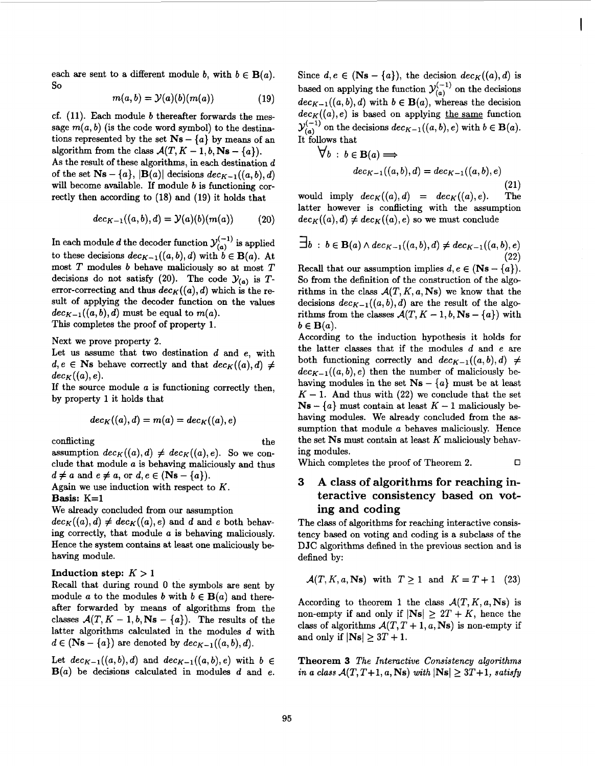each are sent to a different module $b$, with $b \in \mathbf{B}(a)$. So

$$m(a,b) = \mathcal{Y}(a)(b)(m(a)) \tag{19}$$

cf. (11). Each module $b$ thereafter forwards the message $m(a,b)$ (is the code word symbol) to the destinations represented by the set $\mathbf{Ns} - \{a\}$ by means of an algorithm from the class $\mathcal{A}(T, K-1, b, \mathbf{Ns} - \{a\})$. As the result of these algorithms, in each destination $d$ of the set $\mathbf{Ns} - \{a\}$, $|\mathbf{B}(a)|$ decisions $dec_{K-1}((a,b),d)$ will become available. If module $b$ is functioning correctly then according to (18) and (19) it holds that

$$dec_{K-1}((a,b),d) = \mathcal{Y}(a)(b)(m(a)) \tag{20}$$

In each module $d$ the decoder function $\mathcal{Y}_{(a)}^{(-1)}$ is applied to these decisions $dec_{K-1}((a,b),d)$ with $b \in \mathbf{B}(a)$. At most $T$ modules $b$ behave maliciously so at most $T$ decisions do not satisfy (20). The code $\mathcal{Y}_{(a)}$ is $T$-error-correcting and thus $dec_K((a),d)$ which is the result of applying the decoder function on the values $dec_{K-1}((a,b),d)$ must be equal to $m(a)$.
This completes the proof of property 1.

Next we prove property 2.
Let us assume that two destination $d$ and $e$, with $d, e \in \mathbf{Ns}$ behave correctly and that $dec_K((a),d) \neq dec_K((a),e)$.
If the source module $a$ is functioning correctly then, by property 1 it holds that

$$dec_K((a),d) = m(a) = dec_K((a),e)$$

conflicting the assumption $dec_K((a),d) \neq dec_K((a),e)$. So we conclude that module $a$ is behaving maliciously and thus $d \neq a$ and $e \neq a$, or $d, e \in (\mathbf{Ns} - \{a\})$.
Again we use induction with respect to $K$.

**Basis:** K=1
We already concluded from our assumption $dec_K((a),d) \neq dec_K((a),e)$ and $d$ and $e$ both behaving correctly, that module $a$ is behaving maliciously. Hence the system contains at least one maliciously behaving module.

**Induction step:** $K > 1$
Recall that during round 0 the symbols are sent by module $a$ to the modules $b$ with $b \in \mathbf{B}(a)$ and thereafter forwarded by means of algorithms from the classes $\mathcal{A}(T, K-1, b, \mathbf{Ns} - \{a\})$. The results of the latter algorithms calculated in the modules $d$ with $d \in (\mathbf{Ns} - \{a\})$ are denoted by $dec_{K-1}((a,b),d)$.

Let $dec_{K-1}((a,b),d)$ and $dec_{K-1}((a,b),e)$ with $b \in \mathbf{B}(a)$ be decisions calculated in modules $d$ and $e$. Since $d, e \in (\mathbf{Ns} - \{a\})$, the decision $dec_K((a),d)$ is based on applying the function $\mathcal{Y}_{(a)}^{(-1)}$ on the decisions $dec_{K-1}((a,b),d)$ with $b \in \mathbf{B}(a)$, whereas the decision $dec_K((a),e)$ is based on applying the same function $\mathcal{Y}_{(a)}^{(-1)}$ on the decisions $dec_{K-1}((a,b),e)$ with $b \in \mathbf{B}(a)$. It follows that

$$\forall b \,:\, b \in \mathbf{B}(a) \Longrightarrow dec_{K-1}((a,b),d) = dec_{K-1}((a,b),e) \tag{21}$$

would imply $dec_K((a),d) = dec_K((a),e)$. The latter however is conflicting with the assumption $dec_K((a),d) \neq dec_K((a),e)$ so we must conclude

$$\exists b \,:\, b \in \mathbf{B}(a) \wedge dec_{K-1}((a,b),d) \neq dec_{K-1}((a,b),e) \tag{22}$$

Recall that our assumption implies $d, e \in (\mathbf{Ns} - \{a\})$. So from the definition of the construction of the algorithms in the class $\mathcal{A}(T, K, a, \mathbf{Ns})$ we know that the decisions $dec_{K-1}((a,b),d)$ are the result of the algorithms from the classes $\mathcal{A}(T, K-1, b, \mathbf{Ns} - \{a\})$ with $b \in \mathbf{B}(a)$.
According to the induction hypothesis it holds for the latter classes that if the modules $d$ and $e$ are both functioning correctly and $dec_{K-1}((a,b),d) \neq dec_{K-1}((a,b),e)$ then the number of maliciously behaving modules in the set $\mathbf{Ns} - \{a\}$ must be at least $K-1$. And thus with (22) we conclude that the set $\mathbf{Ns} - \{a\}$ must contain at least $K-1$ maliciously behaving modules. We already concluded from the assumption that module $a$ behaves maliciously. Hence the set $\mathbf{Ns}$ must contain at least $K$ maliciously behaving modules.
Which completes the proof of Theorem 2. □

## 3 A class of algorithms for reaching interactive consistency based on voting and coding

The class of algorithms for reaching interactive consistency based on voting and coding is a subclass of the DJC algorithms defined in the previous section and is defined by:

$$\mathcal{A}(T, K, a, \mathbf{Ns}) \text{ with } T \geq 1 \text{ and } K = T + 1 \tag{23}$$

According to theorem 1 the class $\mathcal{A}(T, K, a, \mathbf{Ns})$ is non-empty if and only if $|\mathbf{Ns}| \geq 2T + K$, hence the class of algorithms $\mathcal{A}(T, T+1, a, \mathbf{Ns})$ is non-empty if and only if $|\mathbf{Ns}| \geq 3T + 1$.

**Theorem 3** *The Interactive Consistency algorithms in a class $\mathcal{A}(T, T+1, a, \mathbf{Ns})$ with $|\mathbf{Ns}| \geq 3T+1$, satisfy*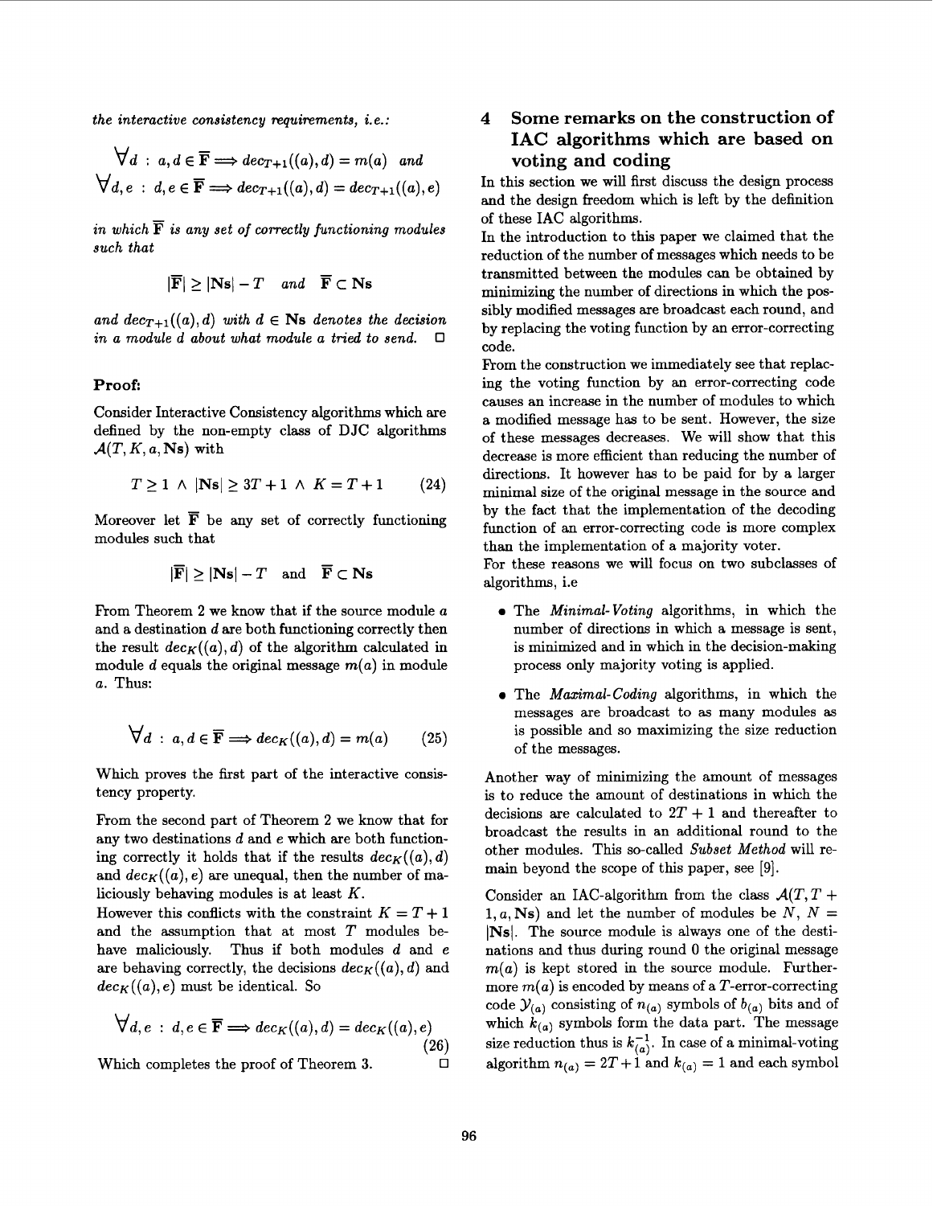*the interactive consistency requirements, i.e.:*

$$\forall d \; : \; a, d \in \overline{\mathbf{F}} \Longrightarrow dec_{T+1}((a), d) = m(a) \quad and$$

$$\forall d, e \; : \; d, e \in \overline{\mathbf{F}} \Longrightarrow dec_{T+1}((a), d) = dec_{T+1}((a), e)$$

*in which $\overline{\mathbf{F}}$ is any set of correctly functioning modules such that*

$$|\overline{\mathbf{F}}| \geq |\mathbf{Ns}| - T \quad and \quad \overline{\mathbf{F}} \subset \mathbf{Ns}$$

*and $dec_{T+1}((a), d)$ with $d \in \mathbf{Ns}$ denotes the decision in a module $d$ about what module $a$ tried to send.* □

**Proof:**

Consider Interactive Consistency algorithms which are defined by the non-empty class of DJC algorithms $\mathcal{A}(T, K, a, \mathbf{Ns})$ with

$$T \geq 1 \;\wedge\; |\mathbf{Ns}| \geq 3T + 1 \;\wedge\; K = T + 1 \qquad (24)$$

Moreover let $\overline{\mathbf{F}}$ be any set of correctly functioning modules such that

$$|\overline{\mathbf{F}}| \geq |\mathbf{Ns}| - T \quad \text{and} \quad \overline{\mathbf{F}} \subset \mathbf{Ns}$$

From Theorem 2 we know that if the source module $a$ and a destination $d$ are both functioning correctly then the result $dec_K((a), d)$ of the algorithm calculated in module $d$ equals the original message $m(a)$ in module $a$. Thus:

$$\forall d \; : \; a, d \in \overline{\mathbf{F}} \Longrightarrow dec_K((a), d) = m(a) \qquad (25)$$

Which proves the first part of the interactive consistency property.

From the second part of Theorem 2 we know that for any two destinations $d$ and $e$ which are both functioning correctly it holds that if the results $dec_K((a), d)$ and $dec_K((a), e)$ are unequal, then the number of maliciously behaving modules is at least $K$.
However this conflicts with the constraint $K = T + 1$ and the assumption that at most $T$ modules behave maliciously. Thus if both modules $d$ and $e$ are behaving correctly, the decisions $dec_K((a), d)$ and $dec_K((a), e)$ must be identical. So

$$\forall d, e \; : \; d, e \in \overline{\mathbf{F}} \Longrightarrow dec_K((a), d) = dec_K((a), e) \qquad (26)$$

Which completes the proof of Theorem 3. □

## 4 Some remarks on the construction of IAC algorithms which are based on voting and coding

In this section we will first discuss the design process and the design freedom which is left by the definition of these IAC algorithms.
In the introduction to this paper we claimed that the reduction of the number of messages which needs to be transmitted between the modules can be obtained by minimizing the number of directions in which the possibly modified messages are broadcast each round, and by replacing the voting function by an error-correcting code.
From the construction we immediately see that replacing the voting function by an error-correcting code causes an increase in the number of modules to which a modified message has to be sent. However, the size of these messages decreases. We will show that this decrease is more efficient than reducing the number of directions. It however has to be paid for by a larger minimal size of the original message in the source and by the fact that the implementation of the decoding function of an error-correcting code is more complex than the implementation of a majority voter.
For these reasons we will focus on two subclasses of algorithms, i.e

- The *Minimal-Voting* algorithms, in which the number of directions in which a message is sent, is minimized and in which in the decision-making process only majority voting is applied.
- The *Maximal-Coding* algorithms, in which the messages are broadcast to as many modules as is possible and so maximizing the size reduction of the messages.

Another way of minimizing the amount of messages is to reduce the amount of destinations in which the decisions are calculated to $2T + 1$ and thereafter to broadcast the results in an additional round to the other modules. This so-called *Subset Method* will remain beyond the scope of this paper, see [9].

Consider an IAC-algorithm from the class $\mathcal{A}(T, T + 1, a, \mathbf{Ns})$ and let the number of modules be $N$, $N = |\mathbf{Ns}|$. The source module is always one of the destinations and thus during round 0 the original message $m(a)$ is kept stored in the source module. Furthermore $m(a)$ is encoded by means of a $T$-error-correcting code $\mathcal{Y}_{(a)}$ consisting of $n_{(a)}$ symbols of $b_{(a)}$ bits and of which $k_{(a)}$ symbols form the data part. The message size reduction thus is $k_{(a)}^{-1}$. In case of a minimal-voting algorithm $n_{(a)} = 2T + 1$ and $k_{(a)} = 1$ and each symbol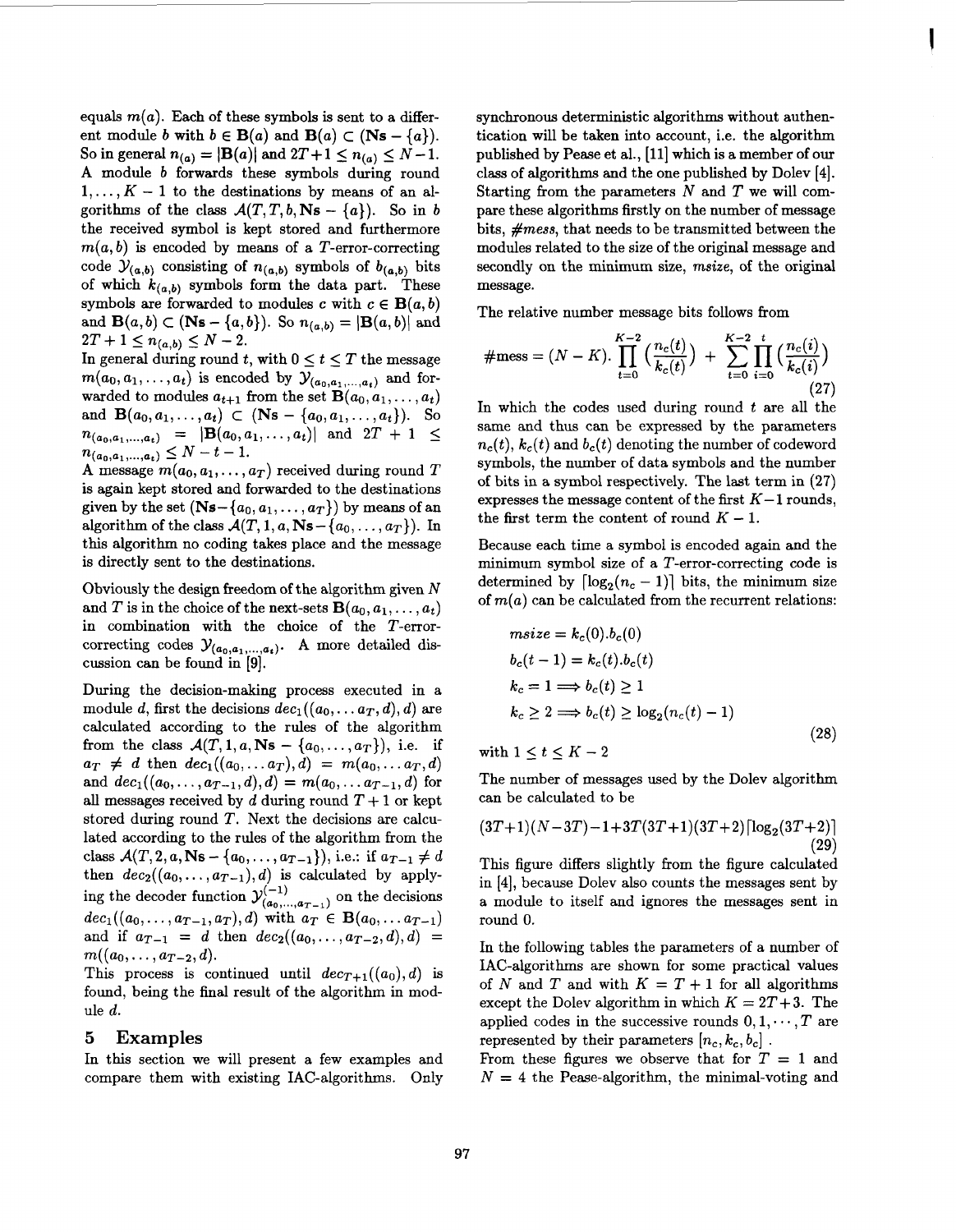equals $m(a)$. Each of these symbols is sent to a different module $b$ with $b \in \mathbf{B}(a)$ and $\mathbf{B}(a) \subset (\mathbf{Ns} - \{a\})$. So in general $n_{(a)} = |\mathbf{B}(a)|$ and $2T+1 \leq n_{(a)} \leq N-1$. A module $b$ forwards these symbols during round $1, \ldots, K-1$ to the destinations by means of an algorithms of the class $\mathcal{A}(T, T, b, \mathbf{Ns} - \{a\})$. So in $b$ the received symbol is kept stored and furthermore $m(a, b)$ is encoded by means of a $T$-error-correcting code $\mathcal{Y}_{(a,b)}$ consisting of $n_{(a,b)}$ symbols of $b_{(a,b)}$ bits of which $k_{(a,b)}$ symbols form the data part. These symbols are forwarded to modules $c$ with $c \in \mathbf{B}(a,b)$ and $\mathbf{B}(a,b) \subset (\mathbf{Ns} - \{a,b\})$. So $n_{(a,b)} = |\mathbf{B}(a,b)|$ and $2T+1 \leq n_{(a,b)} \leq N-2$.

In general during round $t$, with $0 \leq t \leq T$ the message $m(a_0, a_1, \ldots, a_t)$ is encoded by $\mathcal{Y}_{(a_0,a_1,\ldots,a_t)}$ and forwarded to modules $a_{t+1}$ from the set $\mathbf{B}(a_0, a_1, \ldots, a_t)$ and $\mathbf{B}(a_0, a_1, \ldots, a_t) \subset (\mathbf{Ns} - \{a_0, a_1, \ldots, a_t\})$. So $n_{(a_0,a_1,\ldots,a_t)} = |\mathbf{B}(a_0, a_1, \ldots, a_t)|$ and $2T+1 \leq n_{(a_0,a_1,\ldots,a_t)} \leq N-t-1$.

A message $m(a_0, a_1, \ldots, a_T)$ received during round $T$ is again kept stored and forwarded to the destinations given by the set $(\mathbf{Ns} - \{a_0, a_1, \ldots, a_T\})$ by means of an algorithm of the class $\mathcal{A}(T, 1, a, \mathbf{Ns} - \{a_0, \ldots, a_T\})$. In this algorithm no coding takes place and the message is directly sent to the destinations.

Obviously the design freedom of the algorithm given $N$ and $T$ is in the choice of the next-sets $\mathbf{B}(a_0, a_1, \ldots, a_t)$ in combination with the choice of the $T$-error-correcting codes $\mathcal{Y}_{(a_0,a_1,\ldots,a_t)}$. A more detailed discussion can be found in [9].

During the decision-making process executed in a module $d$, first the decisions $dec_1((a_0, \ldots a_T, d), d)$ are calculated according to the rules of the algorithm from the class $\mathcal{A}(T, 1, a, \mathbf{Ns} - \{a_0, \ldots, a_T\})$, i.e. if $a_T \neq d$ then $dec_1((a_0, \ldots a_T), d) = m(a_0, \ldots a_T, d)$ and $dec_1((a_0, \ldots, a_{T-1}, d), d) = m(a_0, \ldots a_{T-1}, d)$ for all messages received by $d$ during round $T+1$ or kept stored during round $T$. Next the decisions are calculated according to the rules of the algorithm from the class $\mathcal{A}(T, 2, a, \mathbf{Ns} - \{a_0, \ldots, a_{T-1}\})$, i.e.: if $a_{T-1} \neq d$ then $dec_2((a_0, \ldots, a_{T-1}), d)$ is calculated by applying the decoder function $\mathcal{Y}^{(-1)}_{(a_0,\ldots,a_{T-1})}$ on the decisions $dec_1((a_0, \ldots, a_{T-1}, a_T), d)$ with $a_T \in \mathbf{B}(a_0, \ldots a_{T-1})$ and if $a_{T-1} = d$ then $dec_2((a_0, \ldots, a_{T-2}, d), d) = m((a_0, \ldots, a_{T-2}, d)$.

This process is continued until $dec_{T+1}((a_0), d)$ is found, being the final result of the algorithm in module $d$.

## 5 Examples

In this section we will present a few examples and compare them with existing IAC-algorithms. Only synchronous deterministic algorithms without authentication will be taken into account, i.e. the algorithm published by Pease et al., [11] which is a member of our class of algorithms and the one published by Dolev [4]. Starting from the parameters $N$ and $T$ we will compare these algorithms firstly on the number of message bits, *#mess*, that needs to be transmitted between the modules related to the size of the original message and secondly on the minimum size, *msize*, of the original message.

The relative number message bits follows from

$$\#\text{mess} = (N-K).\prod_{t=0}^{K-2}\left(\frac{n_c(t)}{k_c(t)}\right) + \sum_{t=0}^{K-2}\prod_{i=0}^{t}\left(\frac{n_c(i)}{k_c(i)}\right) \tag{27}$$

In which the codes used during round $t$ are all the same and thus can be expressed by the parameters $n_c(t)$, $k_c(t)$ and $b_c(t)$ denoting the number of codeword symbols, the number of data symbols and the number of bits in a symbol respectively. The last term in (27) expresses the message content of the first $K-1$ rounds, the first term the content of round $K-1$.

Because each time a symbol is encoded again and the minimum symbol size of a $T$-error-correcting code is determined by $\lceil \log_2(n_c - 1) \rceil$ bits, the minimum size of $m(a)$ can be calculated from the recurrent relations:

$$\begin{aligned}
&msize = k_c(0).b_c(0) \\
&b_c(t-1) = k_c(t).b_c(t) \\
&k_c = 1 \Longrightarrow b_c(t) \geq 1 \\
&k_c \geq 2 \Longrightarrow b_c(t) \geq \log_2(n_c(t) - 1)
\end{aligned} \tag{28}$$

with $1 \leq t \leq K-2$

The number of messages used by the Dolev algorithm can be calculated to be

$$(3T+1)(N-3T)-1+3T(3T+1)(3T+2)\lceil \log_2(3T+2) \rceil \tag{29}$$

This figure differs slightly from the figure calculated in [4], because Dolev also counts the messages sent by a module to itself and ignores the messages sent in round 0.

In the following tables the parameters of a number of IAC-algorithms are shown for some practical values of $N$ and $T$ and with $K = T+1$ for all algorithms except the Dolev algorithm in which $K = 2T+3$. The applied codes in the successive rounds $0, 1, \cdots, T$ are represented by their parameters $[n_c, k_c, b_c]$ .

From these figures we observe that for $T = 1$ and $N = 4$ the Pease-algorithm, the minimal-voting and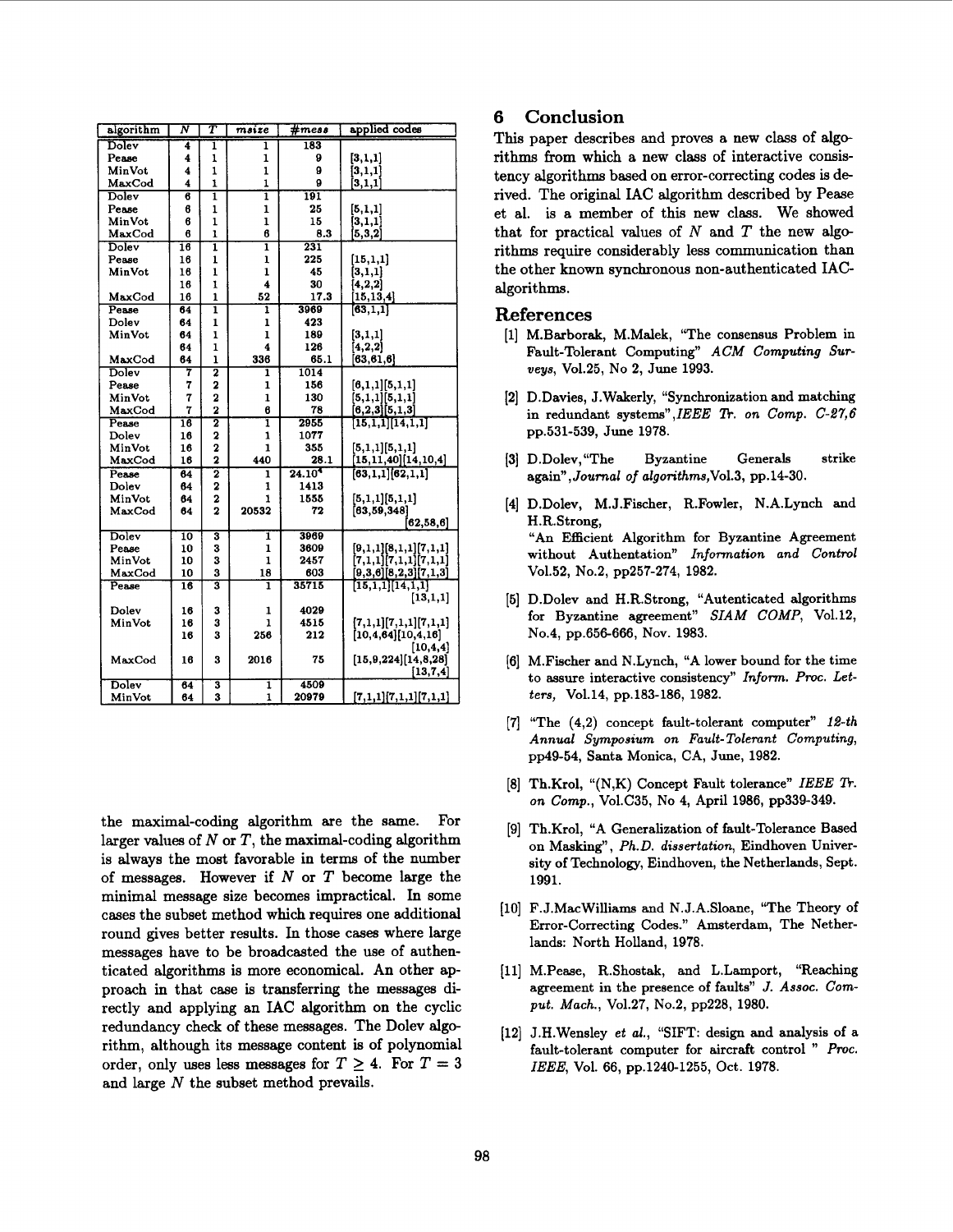| algorithm | $N$ | $T$ | msize | #mess | applied codes |
|---|---|---|---|---|---|
| Dolev | 4 | 1 | 1 | 183 | |
| Pease | 4 | 1 | 1 | 9 | [3,1,1] |
| MinVot | 4 | 1 | 1 | 9 | [3,1,1] |
| MaxCod | 4 | 1 | 1 | 9 | [3,1,1] |
| Dolev | 6 | 1 | 1 | 191 | |
| Pease | 6 | 1 | 1 | 25 | [5,1,1] |
| MinVot | 6 | 1 | 1 | 15 | [3,1,1] |
| MaxCod | 6 | 1 | 6 | 8.3 | [5,3,2] |
| Dolev | 16 | 1 | 1 | 231 | |
| Pease | 16 | 1 | 1 | 225 | [15,1,1] |
| MinVot | 16 | 1 | 1 | 45 | [3,1,1] |
| | 16 | 1 | 4 | 30 | [4,2,2] |
| MaxCod | 16 | 1 | 52 | 17.3 | [15,13,4] |
| Pease | 64 | 1 | 1 | 3969 | [63,1,1] |
| Dolev | 64 | 1 | 1 | 423 | |
| MinVot | 64 | 1 | 1 | 189 | [3,1,1] |
| | 64 | 1 | 4 | 126 | [4,2,2] |
| MaxCod | 64 | 1 | 336 | 65.1 | [63,61,6] |
| Dolev | 7 | 2 | 1 | 1014 | |
| Pease | 7 | 2 | 1 | 156 | [6,1,1][5,1,1] |
| MinVot | 7 | 2 | 1 | 130 | [5,1,1][5,1,1] |
| MaxCod | 7 | 2 | 6 | 78 | [6,2,3][5,1,3] |
| Pease | 16 | 2 | 1 | 2955 | [15,1,1][14,1,1] |
| Dolev | 16 | 2 | 1 | 1077 | |
| MinVot | 16 | 2 | 1 | 355 | [5,1,1][5,1,1] |
| MaxCod | 16 | 2 | 440 | 28.1 | [15,11,40][14,10,4] |
| Pease | 64 | 2 | 1 | $24.10^4$ | [63,1,1][62,1,1] |
| Dolev | 64 | 2 | 1 | 1413 | |
| MinVot | 64 | 2 | 1 | 1555 | [5,1,1][5,1,1] |
| MaxCod | 64 | 2 | 20532 | 72 | [63,59,348] [62,58,6] |
| Dolev | 10 | 3 | 1 | 3969 | |
| Pease | 10 | 3 | 1 | 3609 | [9,1,1][8,1,1][7,1,1] |
| MinVot | 10 | 3 | 1 | 2457 | [7,1,1][7,1,1][7,1,1] |
| MaxCod | 10 | 3 | 18 | 603 | [9,3,6][8,2,3][7,1,3] |
| Pease | 16 | 3 | 1 | 35715 | [15,1,1][14,1,1] [13,1,1] |
| Dolev | 16 | 3 | 1 | 4029 | |
| MinVot | 16 | 3 | 1 | 4515 | [7,1,1][7,1,1][7,1,1] |
| | 16 | 3 | 256 | 212 | [10,4,64][10,4,16] [10,4,4] |
| MaxCod | 16 | 3 | 2016 | 75 | [15,9,224][14,8,28] [13,7,4] |
| Dolev | 64 | 3 | 1 | 4509 | |
| MinVot | 64 | 3 | 1 | 20979 | [7,1,1][7,1,1][7,1,1] |

the maximal-coding algorithm are the same. For larger values of $N$ or $T$, the maximal-coding algorithm is always the most favorable in terms of the number of messages. However if $N$ or $T$ become large the minimal message size becomes impractical. In some cases the subset method which requires one additional round gives better results. In those cases where large messages have to be broadcasted the use of authenticated algorithms is more economical. An other approach in that case is transferring the messages directly and applying an IAC algorithm on the cyclic redundancy check of these messages. The Dolev algorithm, although its message content is of polynomial order, only uses less messages for $T \geq 4$. For $T = 3$ and large $N$ the subset method prevails.

## 6 Conclusion

This paper describes and proves a new class of algorithms from which a new class of interactive consistency algorithms based on error-correcting codes is derived. The original IAC algorithm described by Pease et al. is a member of this new class. We showed that for practical values of $N$ and $T$ the new algorithms require considerably less communication than the other known synchronous non-authenticated IAC-algorithms.

## References

[1] M.Barborak, M.Malek, "The consensus Problem in Fault-Tolerant Computing" *ACM Computing Surveys*, Vol.25, No 2, June 1993.

[2] D.Davies, J.Wakerly, "Synchronization and matching in redundant systems",*IEEE Tr. on Comp. C-27,6* pp.531-539, June 1978.

[3] D.Dolev,"The Byzantine Generals strike again",*Journal of algorithms*,Vol.3, pp.14-30.

[4] D.Dolev, M.J.Fischer, R.Fowler, N.A.Lynch and H.R.Strong, "An Efficient Algorithm for Byzantine Agreement without Authentation" *Information and Control* Vol.52, No.2, pp257-274, 1982.

[5] D.Dolev and H.R.Strong, "Autenticated algorithms for Byzantine agreement" *SIAM COMP*, Vol.12, No.4, pp.656-666, Nov. 1983.

[6] M.Fischer and N.Lynch, "A lower bound for the time to assure interactive consistency" *Inform. Proc. Letters*, Vol.14, pp.183-186, 1982.

[7] "The (4,2) concept fault-tolerant computer" *12-th Annual Symposium on Fault-Tolerant Computing*, pp49-54, Santa Monica, CA, June, 1982.

[8] Th.Krol, "(N,K) Concept Fault tolerance" *IEEE Tr. on Comp.*, Vol.C35, No 4, April 1986, pp339-349.

[9] Th.Krol, "A Generalization of fault-Tolerance Based on Masking", *Ph.D. dissertation*, Eindhoven University of Technology, Eindhoven, the Netherlands, Sept. 1991.

[10] F.J.MacWilliams and N.J.A.Sloane, "The Theory of Error-Correcting Codes." Amsterdam, The Netherlands: North Holland, 1978.

[11] M.Pease, R.Shostak, and L.Lamport, "Reaching agreement in the presence of faults" *J. Assoc. Comput. Mach.*, Vol.27, No.2, pp228, 1980.

[12] J.H.Wensley *et al.*, "SIFT: design and analysis of a fault-tolerant computer for aircraft control " *Proc. IEEE*, Vol. 66, pp.1240-1255, Oct. 1978.